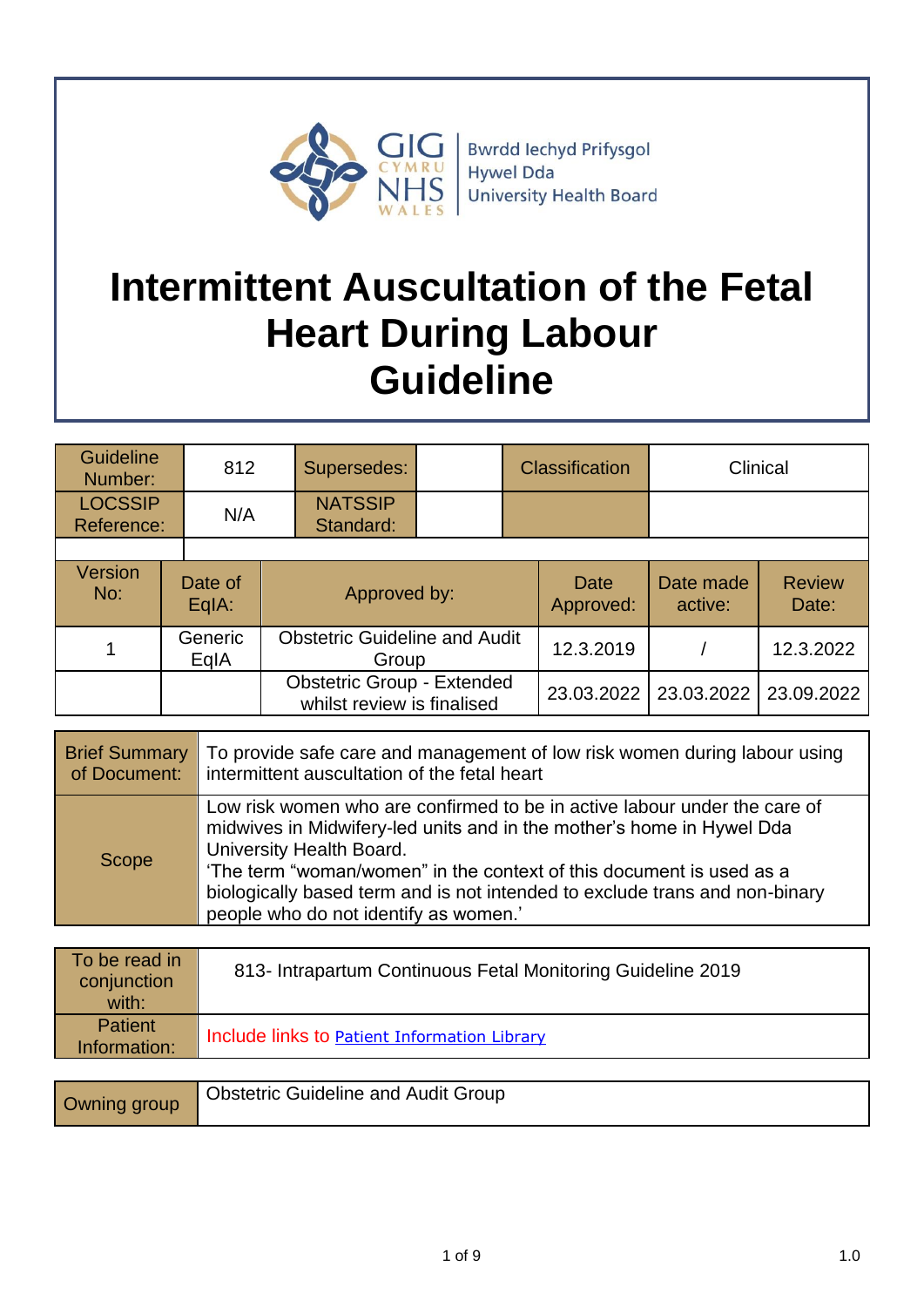Bwrdd Iechyd Prifysgol Hywel Dda University Health Board

# Intermittent Auscultation of the Fetal Heart During Labour Guideline

| Guideline Number: | 812 | Supersedes: | | Classification | Clinical |
|---|---|---|---|---|---|
| LOCSSIP Reference: | N/A | NATSSIP Standard: | | | |

| Version No: | Date of EqIA: | Approved by: | Date Approved: | Date made active: | Review Date: |
|---|---|---|---|---|---|
| 1 | Generic EqIA | Obstetric Guideline and Audit Group | 12.3.2019 | / | 12.3.2022 |
| | | Obstetric Group - Extended whilst review is finalised | 23.03.2022 | 23.03.2022 | 23.09.2022 |

| Brief Summary of Document: | To provide safe care and management of low risk women during labour using intermittent auscultation of the fetal heart |
|---|---|
| Scope | Low risk women who are confirmed to be in active labour under the care of midwives in Midwifery-led units and in the mother's home in Hywel Dda University Health Board.<br>'The term "woman/women" in the context of this document is used as a biologically based term and is not intended to exclude trans and non-binary people who do not identify as women.' |

| To be read in conjunction with: | 813- Intrapartum Continuous Fetal Monitoring Guideline 2019 |
|---|---|
| Patient Information: | Include links to Patient Information Library |

| Owning group | Obstetric Guideline and Audit Group |
|---|---|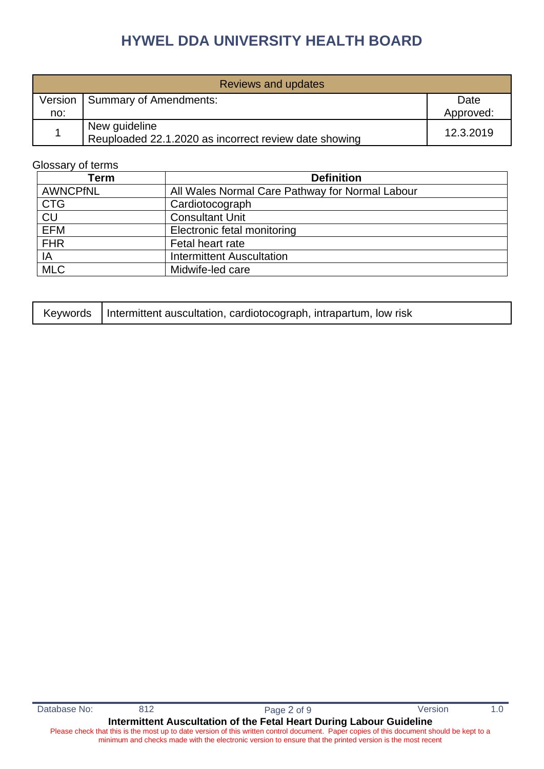| Reviews and updates | | |
|---|---|---|
| Version no: | Summary of Amendments: | Date Approved: |
| 1 | New guideline<br>Reuploaded 22.1.2020 as incorrect review date showing | 12.3.2019 |

Glossary of terms

| Term | Definition |
|---|---|
| AWNCPfNL | All Wales Normal Care Pathway for Normal Labour |
| CTG | Cardiotocograph |
| CU | Consultant Unit |
| EFM | Electronic fetal monitoring |
| FHR | Fetal heart rate |
| IA | Intermittent Auscultation |
| MLC | Midwife-led care |

| Keywords | Intermittent auscultation, cardiotocograph, intrapartum, low risk |
|---|---|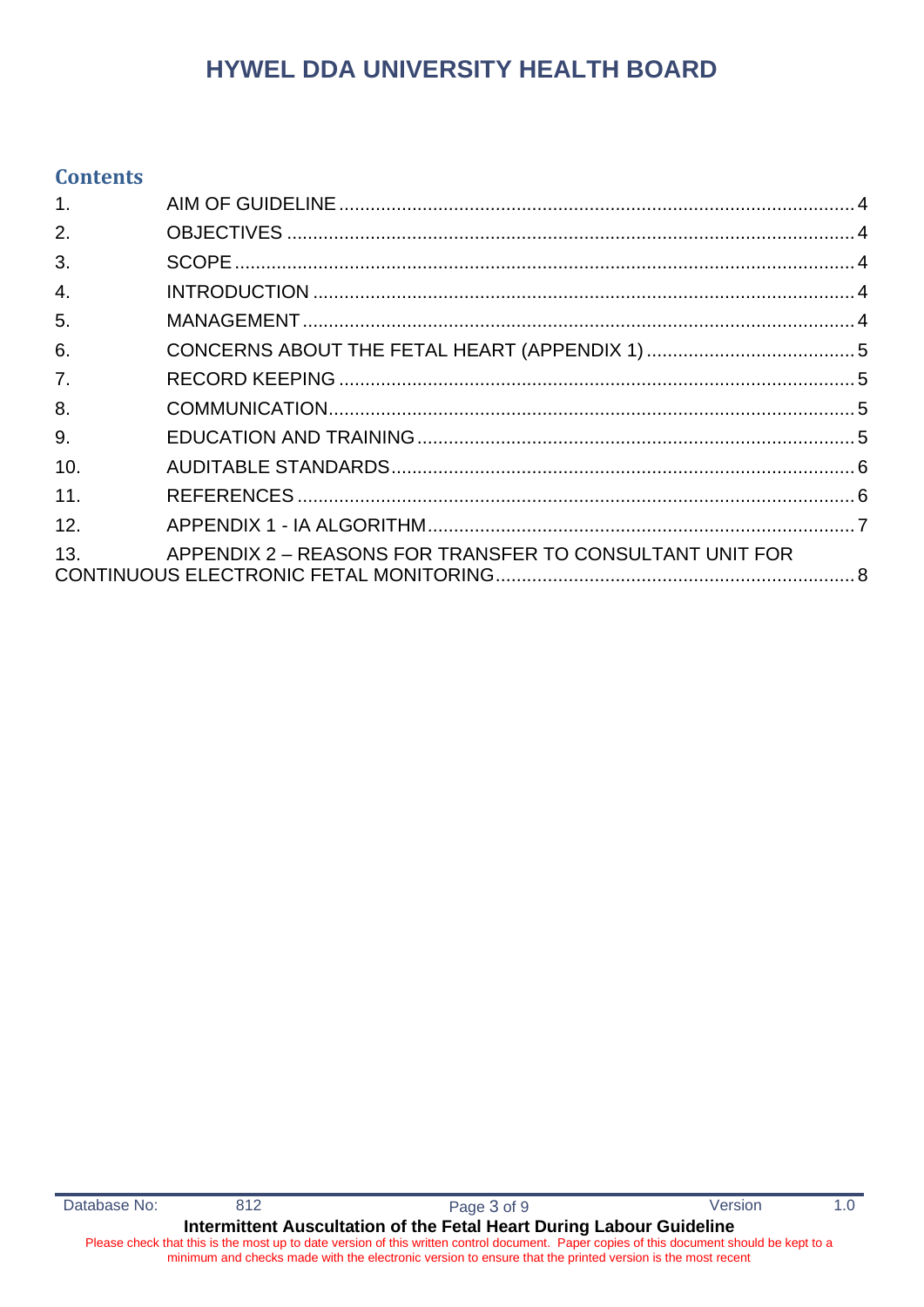## Contents

1. AIM OF GUIDELINE ..... 4
2. OBJECTIVES ..... 4
3. SCOPE ..... 4
4. INTRODUCTION ..... 4
5. MANAGEMENT ..... 4
6. CONCERNS ABOUT THE FETAL HEART (APPENDIX 1) ..... 5
7. RECORD KEEPING ..... 5
8. COMMUNICATION ..... 5
9. EDUCATION AND TRAINING ..... 5
10. AUDITABLE STANDARDS ..... 6
11. REFERENCES ..... 6
12. APPENDIX 1 - IA ALGORITHM ..... 7
13. APPENDIX 2 – REASONS FOR TRANSFER TO CONSULTANT UNIT FOR CONTINUOUS ELECTRONIC FETAL MONITORING ..... 8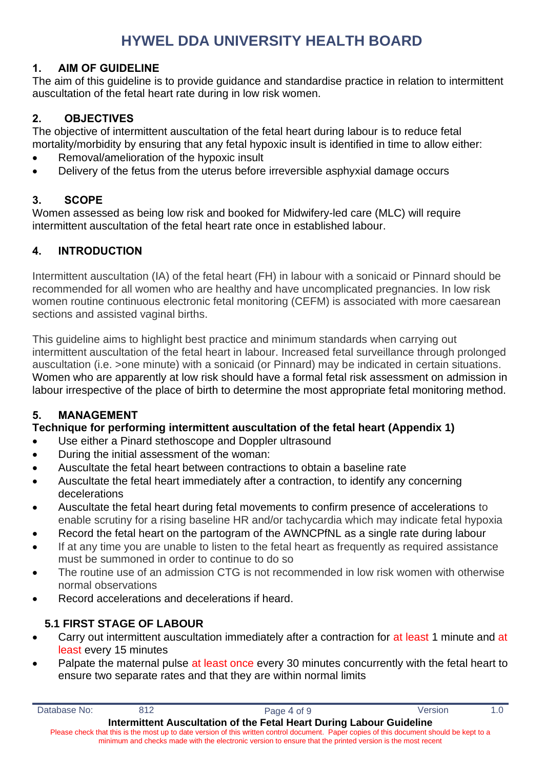# HYWEL DDA UNIVERSITY HEALTH BOARD

## 1. AIM OF GUIDELINE

The aim of this guideline is to provide guidance and standardise practice in relation to intermittent auscultation of the fetal heart rate during in low risk women.

## 2. OBJECTIVES

The objective of intermittent auscultation of the fetal heart during labour is to reduce fetal mortality/morbidity by ensuring that any fetal hypoxic insult is identified in time to allow either:

- Removal/amelioration of the hypoxic insult
- Delivery of the fetus from the uterus before irreversible asphyxial damage occurs

## 3. SCOPE

Women assessed as being low risk and booked for Midwifery-led care (MLC) will require intermittent auscultation of the fetal heart rate once in established labour.

## 4. INTRODUCTION

Intermittent auscultation (IA) of the fetal heart (FH) in labour with a sonicaid or Pinnard should be recommended for all women who are healthy and have uncomplicated pregnancies. In low risk women routine continuous electronic fetal monitoring (CEFM) is associated with more caesarean sections and assisted vaginal births.

This guideline aims to highlight best practice and minimum standards when carrying out intermittent auscultation of the fetal heart in labour. Increased fetal surveillance through prolonged auscultation (i.e. >one minute) with a sonicaid (or Pinnard) may be indicated in certain situations. Women who are apparently at low risk should have a formal fetal risk assessment on admission in labour irrespective of the place of birth to determine the most appropriate fetal monitoring method.

## 5. MANAGEMENT

**Technique for performing intermittent auscultation of the fetal heart (Appendix 1)**

- Use either a Pinard stethoscope and Doppler ultrasound
- During the initial assessment of the woman:
- Auscultate the fetal heart between contractions to obtain a baseline rate
- Auscultate the fetal heart immediately after a contraction, to identify any concerning decelerations
- Auscultate the fetal heart during fetal movements to confirm presence of accelerations to enable scrutiny for a rising baseline HR and/or tachycardia which may indicate fetal hypoxia
- Record the fetal heart on the partogram of the AWNCPfNL as a single rate during labour
- If at any time you are unable to listen to the fetal heart as frequently as required assistance must be summoned in order to continue to do so
- The routine use of an admission CTG is not recommended in low risk women with otherwise normal observations
- Record accelerations and decelerations if heard.

### 5.1 FIRST STAGE OF LABOUR

- Carry out intermittent auscultation immediately after a contraction for at least 1 minute and at least every 15 minutes
- Palpate the maternal pulse at least once every 30 minutes concurrently with the fetal heart to ensure two separate rates and that they are within normal limits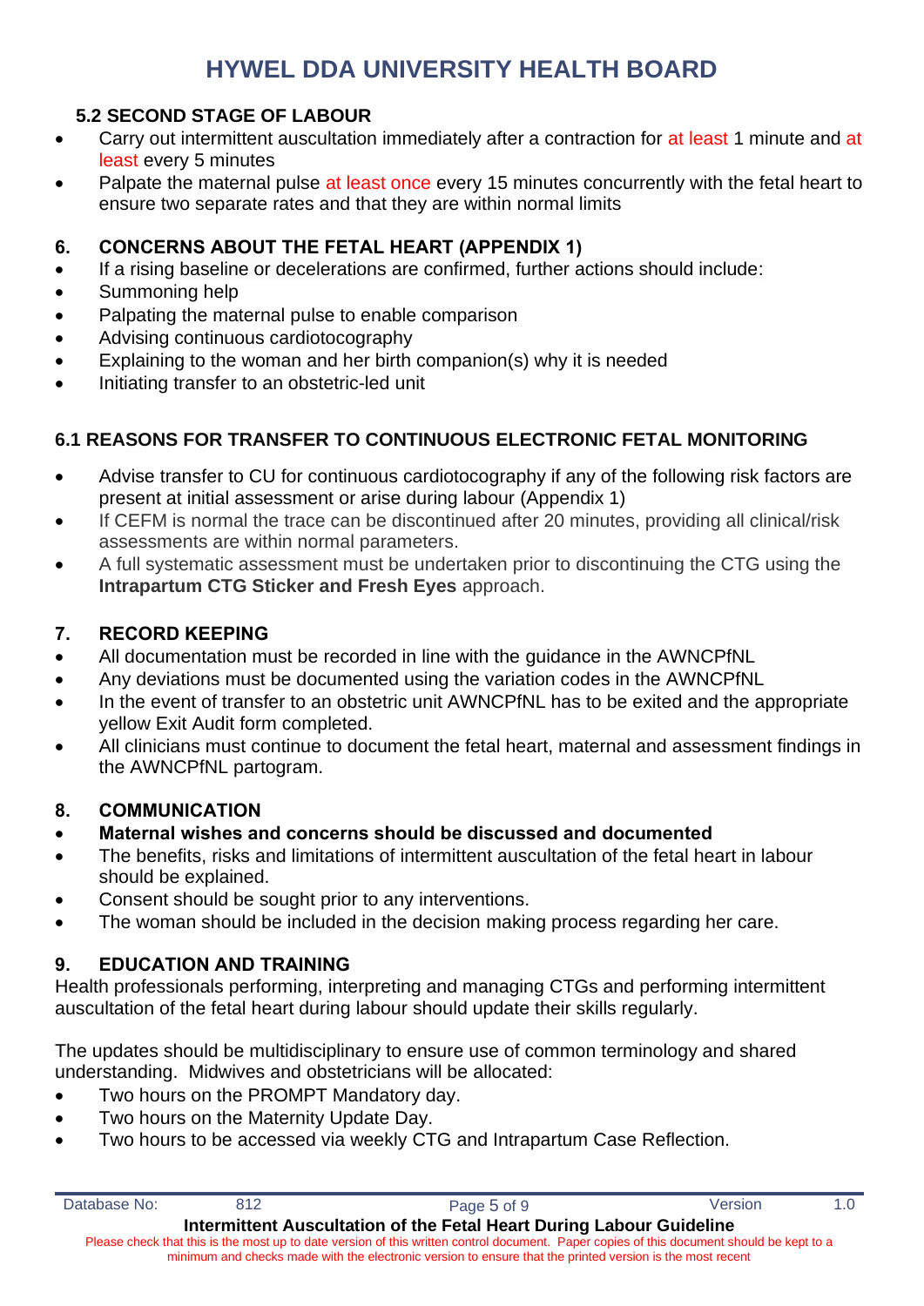### 5.2 SECOND STAGE OF LABOUR

- Carry out intermittent auscultation immediately after a contraction for at least 1 minute and at least every 5 minutes
- Palpate the maternal pulse at least once every 15 minutes concurrently with the fetal heart to ensure two separate rates and that they are within normal limits

## 6. CONCERNS ABOUT THE FETAL HEART (APPENDIX 1)

- If a rising baseline or decelerations are confirmed, further actions should include:
- Summoning help
- Palpating the maternal pulse to enable comparison
- Advising continuous cardiotocography
- Explaining to the woman and her birth companion(s) why it is needed
- Initiating transfer to an obstetric-led unit

### 6.1 REASONS FOR TRANSFER TO CONTINUOUS ELECTRONIC FETAL MONITORING

- Advise transfer to CU for continuous cardiotocography if any of the following risk factors are present at initial assessment or arise during labour (Appendix 1)
- If CEFM is normal the trace can be discontinued after 20 minutes, providing all clinical/risk assessments are within normal parameters.
- A full systematic assessment must be undertaken prior to discontinuing the CTG using the **Intrapartum CTG Sticker and Fresh Eyes** approach.

## 7. RECORD KEEPING

- All documentation must be recorded in line with the guidance in the AWNCPfNL
- Any deviations must be documented using the variation codes in the AWNCPfNL
- In the event of transfer to an obstetric unit AWNCPfNL has to be exited and the appropriate yellow Exit Audit form completed.
- All clinicians must continue to document the fetal heart, maternal and assessment findings in the AWNCPfNL partogram.

## 8. COMMUNICATION

- **Maternal wishes and concerns should be discussed and documented**
- The benefits, risks and limitations of intermittent auscultation of the fetal heart in labour should be explained.
- Consent should be sought prior to any interventions.
- The woman should be included in the decision making process regarding her care.

## 9. EDUCATION AND TRAINING

Health professionals performing, interpreting and managing CTGs and performing intermittent auscultation of the fetal heart during labour should update their skills regularly.

The updates should be multidisciplinary to ensure use of common terminology and shared understanding. Midwives and obstetricians will be allocated:

- Two hours on the PROMPT Mandatory day.
- Two hours on the Maternity Update Day.
- Two hours to be accessed via weekly CTG and Intrapartum Case Reflection.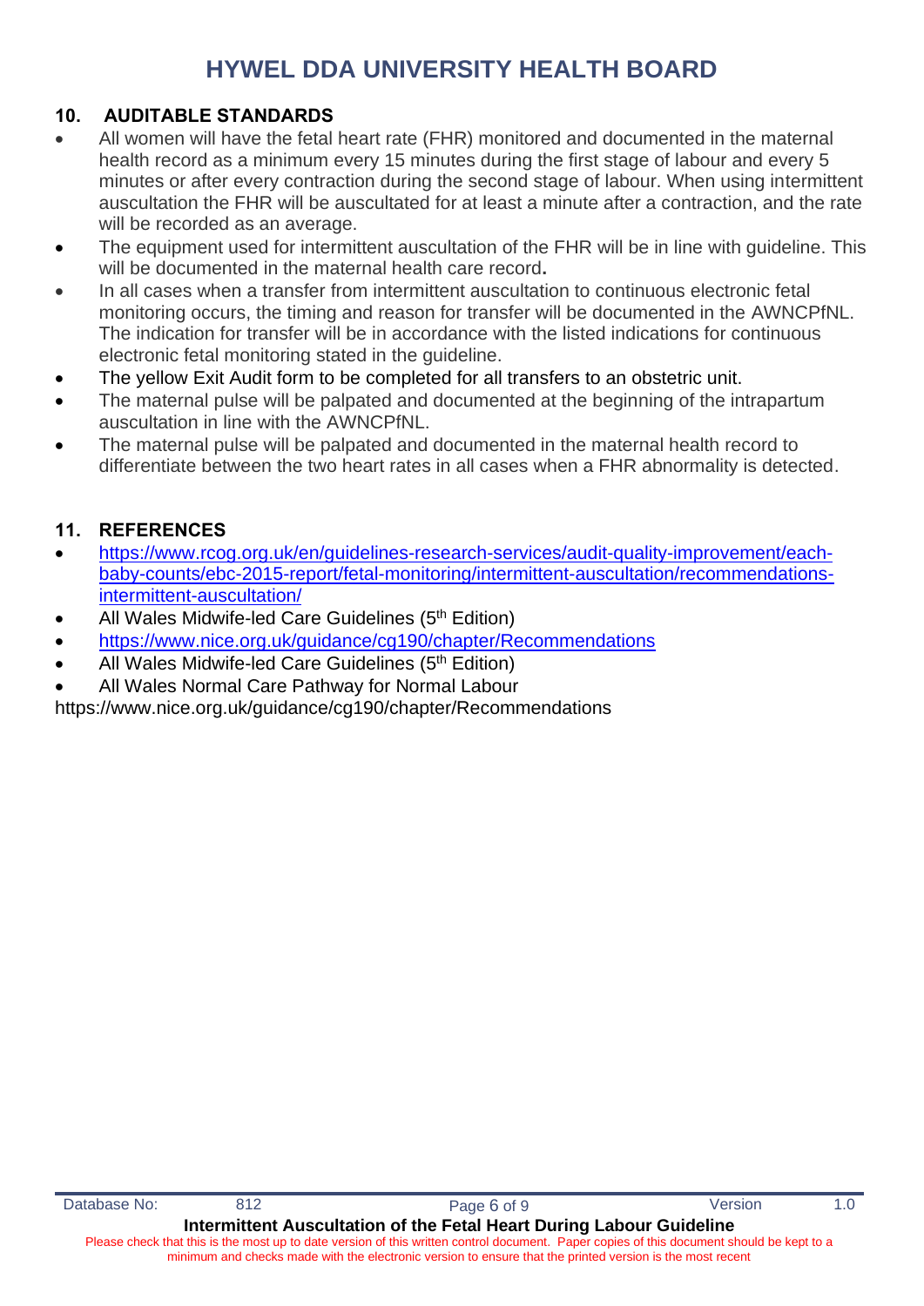## 10. AUDITABLE STANDARDS

- All women will have the fetal heart rate (FHR) monitored and documented in the maternal health record as a minimum every 15 minutes during the first stage of labour and every 5 minutes or after every contraction during the second stage of labour. When using intermittent auscultation the FHR will be auscultated for at least a minute after a contraction, and the rate will be recorded as an average.
- The equipment used for intermittent auscultation of the FHR will be in line with guideline. This will be documented in the maternal health care record**.**
- In all cases when a transfer from intermittent auscultation to continuous electronic fetal monitoring occurs, the timing and reason for transfer will be documented in the AWNCPfNL. The indication for transfer will be in accordance with the listed indications for continuous electronic fetal monitoring stated in the guideline.
- The yellow Exit Audit form to be completed for all transfers to an obstetric unit.
- The maternal pulse will be palpated and documented at the beginning of the intrapartum auscultation in line with the AWNCPfNL.
- The maternal pulse will be palpated and documented in the maternal health record to differentiate between the two heart rates in all cases when a FHR abnormality is detected.

## 11. REFERENCES

- https://www.rcog.org.uk/en/guidelines-research-services/audit-quality-improvement/each-baby-counts/ebc-2015-report/fetal-monitoring/intermittent-auscultation/recommendations-intermittent-auscultation/
- All Wales Midwife-led Care Guidelines (5th Edition)
- https://www.nice.org.uk/guidance/cg190/chapter/Recommendations
- All Wales Midwife-led Care Guidelines (5th Edition)
- All Wales Normal Care Pathway for Normal Labour

https://www.nice.org.uk/guidance/cg190/chapter/Recommendations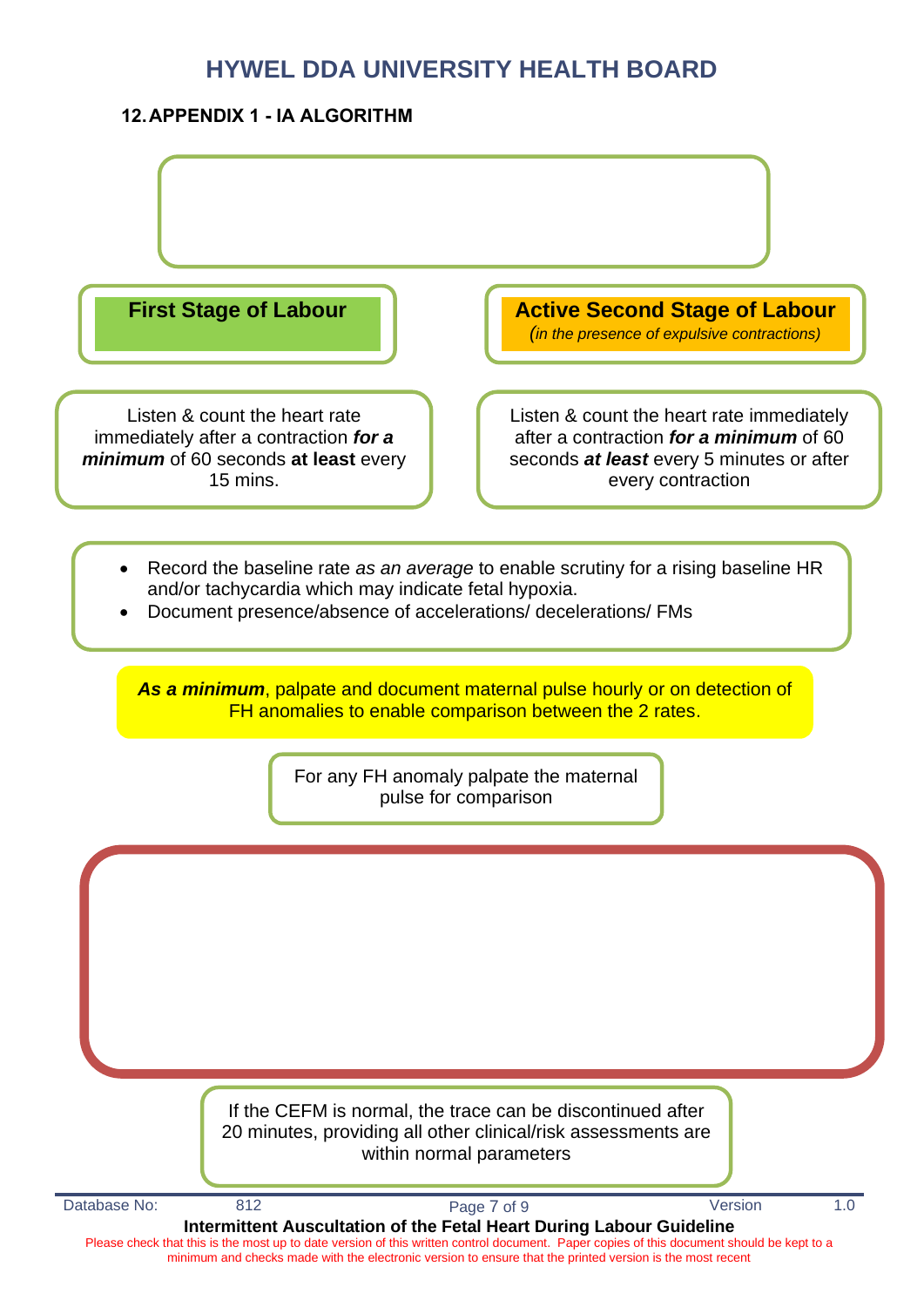## 12. APPENDIX 1 - IA ALGORITHM

**First Stage of Labour**

Listen & count the heart rate immediately after a contraction ***for a minimum*** of 60 seconds **at least** every 15 mins.

**Active Second Stage of Labour**
*(in the presence of expulsive contractions)*

Listen & count the heart rate immediately after a contraction ***for a minimum*** of 60 seconds ***at least*** every 5 minutes or after every contraction

- Record the baseline rate *as an average* to enable scrutiny for a rising baseline HR and/or tachycardia which may indicate fetal hypoxia.
- Document presence/absence of accelerations/ decelerations/ FMs

***As a minimum***, palpate and document maternal pulse hourly or on detection of FH anomalies to enable comparison between the 2 rates.

For any FH anomaly palpate the maternal pulse for comparison

If the CEFM is normal, the trace can be discontinued after 20 minutes, providing all other clinical/risk assessments are within normal parameters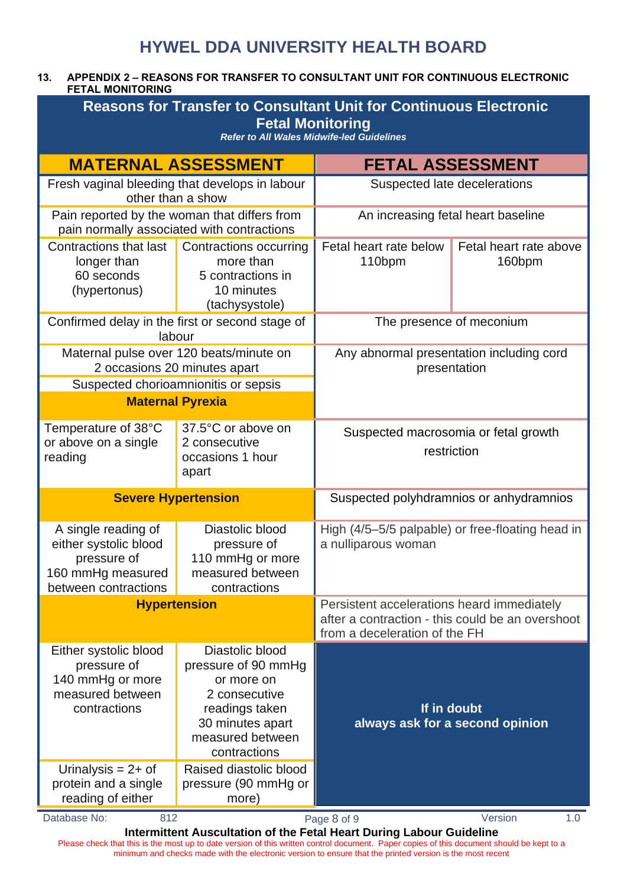## 13. APPENDIX 2 – REASONS FOR TRANSFER TO CONSULTANT UNIT FOR CONTINUOUS ELECTRONIC FETAL MONITORING

### Reasons for Transfer to Consultant Unit for Continuous Electronic Fetal Monitoring

***Refer to All Wales Midwife-led Guidelines***

| MATERNAL ASSESSMENT | | FETAL ASSESSMENT | |
|---|---|---|---|
| Fresh vaginal bleeding that develops in labour other than a show | | Suspected late decelerations | |
| Pain reported by the woman that differs from pain normally associated with contractions | | An increasing fetal heart baseline | |
| Contractions that last longer than 60 seconds (hypertonus) | Contractions occurring more than 5 contractions in 10 minutes (tachysystole) | Fetal heart rate below 110bpm | Fetal heart rate above 160bpm |
| Confirmed delay in the first or second stage of labour | | The presence of meconium | |
| Maternal pulse over 120 beats/minute on 2 occasions 20 minutes apart | | Any abnormal presentation including cord presentation | |
| Suspected chorioamnionitis or sepsis | | | |
| **Maternal Pyrexia** | | | |
| Temperature of 38°C or above on a single reading | 37.5°C or above on 2 consecutive occasions 1 hour apart | Suspected macrosomia or fetal growth restriction | |
| **Severe Hypertension** | | Suspected polyhdramnios or anhydramnios | |
| A single reading of either systolic blood pressure of 160 mmHg measured between contractions | Diastolic blood pressure of 110 mmHg or more measured between contractions | High (4/5–5/5 palpable) or free-floating head in a nulliparous woman | |
| **Hypertension** | | Persistent accelerations heard immediately after a contraction - this could be an overshoot from a deceleration of the FH | |
| Either systolic blood pressure of 140 mmHg or more measured between contractions | Diastolic blood pressure of 90 mmHg or more on 2 consecutive readings taken 30 minutes apart measured between contractions | **If in doubt always ask for a second opinion** | |
| Urinalysis = 2+ of protein and a single reading of either | Raised diastolic blood pressure (90 mmHg or more) | | |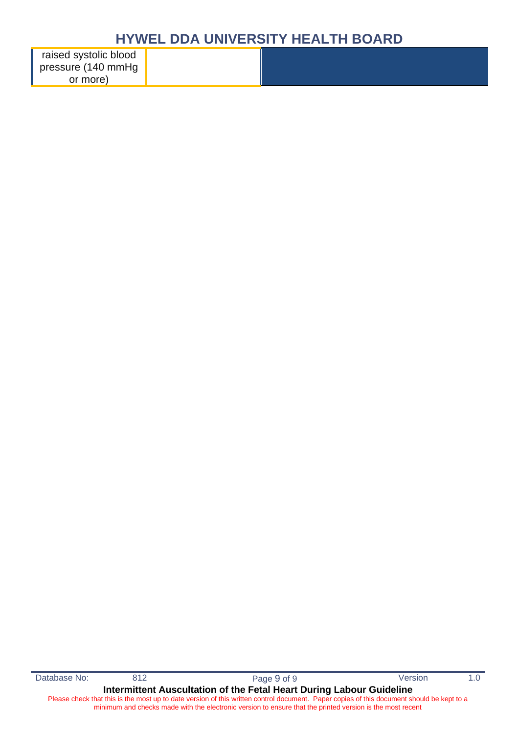| | | |
|---|---|---|
| raised systolic blood pressure (140 mmHg or more) | | |